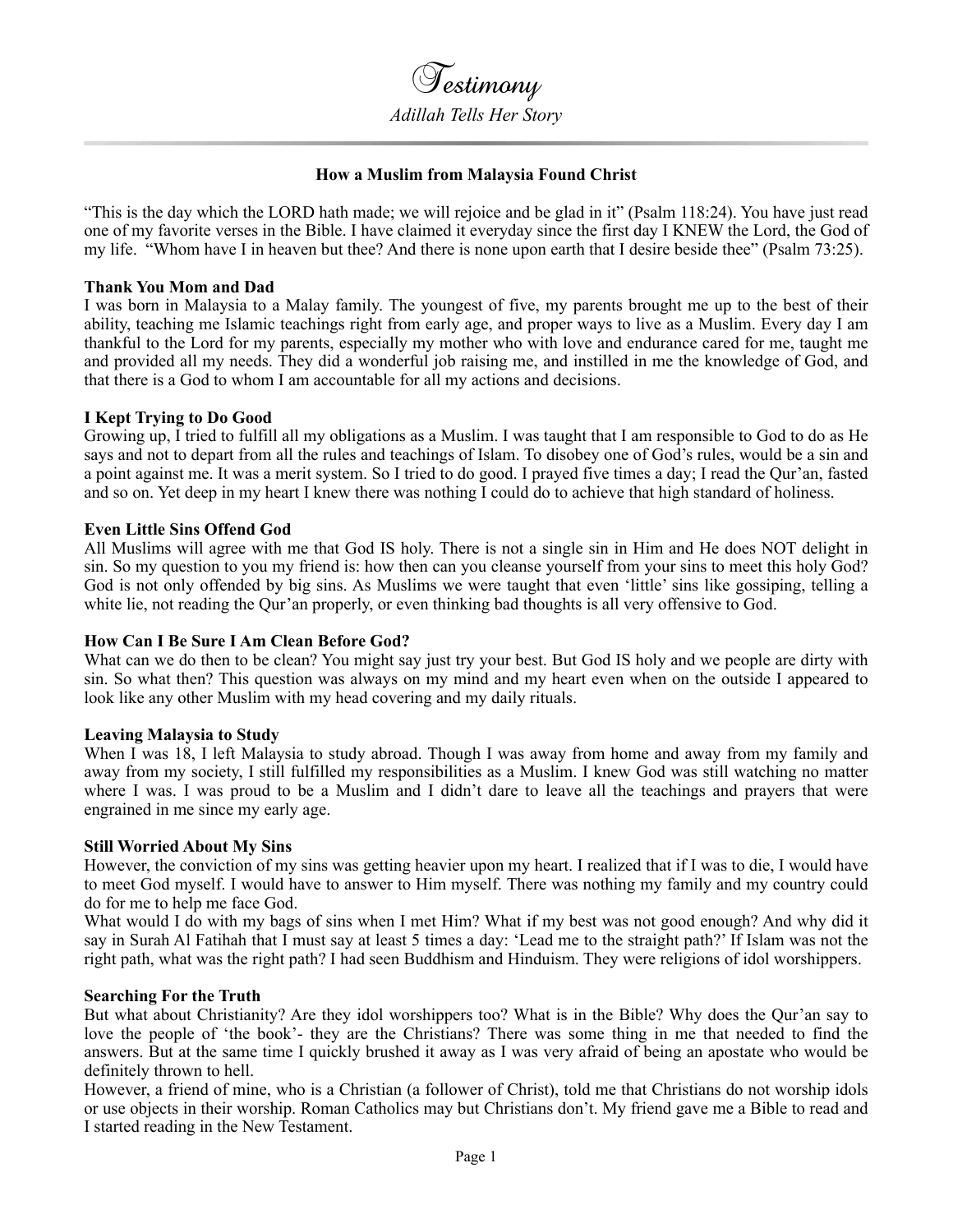# Testimony

*Adillah Tells Her Story*

## How a Muslim from Malaysia Found Christ

"This is the day which the LORD hath made; we will rejoice and be glad in it" (Psalm 118:24). You have just read one of my favorite verses in the Bible. I have claimed it everyday since the first day I KNEW the Lord, the God of my life. "Whom have I in heaven but thee? And there is none upon earth that I desire beside thee" (Psalm 73:25).

**Thank You Mom and Dad**

I was born in Malaysia to a Malay family. The youngest of five, my parents brought me up to the best of their ability, teaching me Islamic teachings right from early age, and proper ways to live as a Muslim. Every day I am thankful to the Lord for my parents, especially my mother who with love and endurance cared for me, taught me and provided all my needs. They did a wonderful job raising me, and instilled in me the knowledge of God, and that there is a God to whom I am accountable for all my actions and decisions.

**I Kept Trying to Do Good**

Growing up, I tried to fulfill all my obligations as a Muslim. I was taught that I am responsible to God to do as He says and not to depart from all the rules and teachings of Islam. To disobey one of God's rules, would be a sin and a point against me. It was a merit system. So I tried to do good. I prayed five times a day; I read the Qur'an, fasted and so on. Yet deep in my heart I knew there was nothing I could do to achieve that high standard of holiness.

**Even Little Sins Offend God**

All Muslims will agree with me that God IS holy. There is not a single sin in Him and He does NOT delight in sin. So my question to you my friend is: how then can you cleanse yourself from your sins to meet this holy God? God is not only offended by big sins. As Muslims we were taught that even 'little' sins like gossiping, telling a white lie, not reading the Qur'an properly, or even thinking bad thoughts is all very offensive to God.

**How Can I Be Sure I Am Clean Before God?**

What can we do then to be clean? You might say just try your best. But God IS holy and we people are dirty with sin. So what then? This question was always on my mind and my heart even when on the outside I appeared to look like any other Muslim with my head covering and my daily rituals.

**Leaving Malaysia to Study**

When I was 18, I left Malaysia to study abroad. Though I was away from home and away from my family and away from my society, I still fulfilled my responsibilities as a Muslim. I knew God was still watching no matter where I was. I was proud to be a Muslim and I didn't dare to leave all the teachings and prayers that were engrained in me since my early age.

**Still Worried About My Sins**

However, the conviction of my sins was getting heavier upon my heart. I realized that if I was to die, I would have to meet God myself. I would have to answer to Him myself. There was nothing my family and my country could do for me to help me face God.

What would I do with my bags of sins when I met Him? What if my best was not good enough? And why did it say in Surah Al Fatihah that I must say at least 5 times a day: 'Lead me to the straight path?' If Islam was not the right path, what was the right path? I had seen Buddhism and Hinduism. They were religions of idol worshippers.

**Searching For the Truth**

But what about Christianity? Are they idol worshippers too? What is in the Bible? Why does the Qur'an say to love the people of 'the book'- they are the Christians? There was some thing in me that needed to find the answers. But at the same time I quickly brushed it away as I was very afraid of being an apostate who would be definitely thrown to hell.

However, a friend of mine, who is a Christian (a follower of Christ), told me that Christians do not worship idols or use objects in their worship. Roman Catholics may but Christians don't. My friend gave me a Bible to read and I started reading in the New Testament.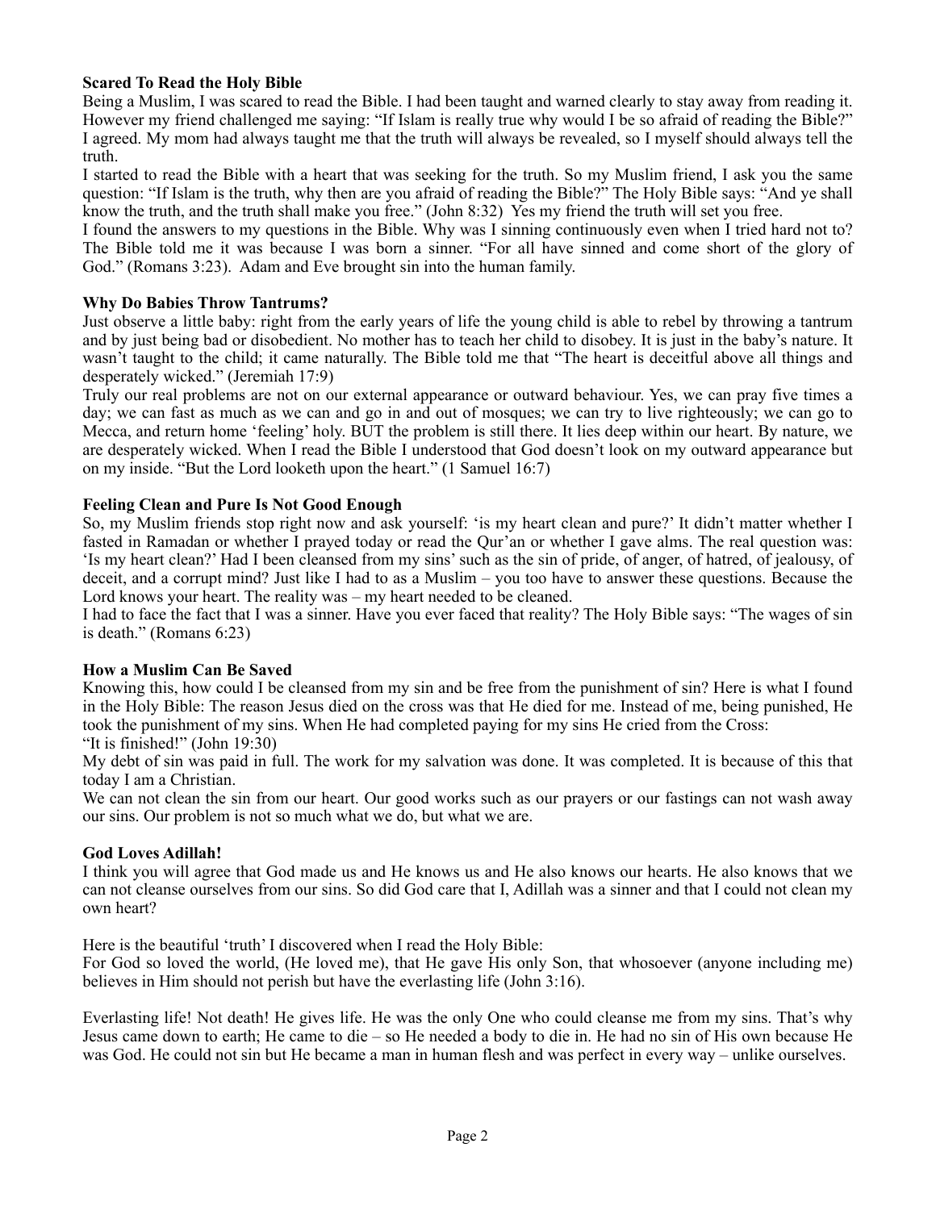**Scared To Read the Holy Bible**

Being a Muslim, I was scared to read the Bible. I had been taught and warned clearly to stay away from reading it. However my friend challenged me saying: "If Islam is really true why would I be so afraid of reading the Bible?" I agreed. My mom had always taught me that the truth will always be revealed, so I myself should always tell the truth.

I started to read the Bible with a heart that was seeking for the truth. So my Muslim friend, I ask you the same question: "If Islam is the truth, why then are you afraid of reading the Bible?" The Holy Bible says: "And ye shall know the truth, and the truth shall make you free." (John 8:32) Yes my friend the truth will set you free.

I found the answers to my questions in the Bible. Why was I sinning continuously even when I tried hard not to? The Bible told me it was because I was born a sinner. "For all have sinned and come short of the glory of God." (Romans 3:23). Adam and Eve brought sin into the human family.

**Why Do Babies Throw Tantrums?**

Just observe a little baby: right from the early years of life the young child is able to rebel by throwing a tantrum and by just being bad or disobedient. No mother has to teach her child to disobey. It is just in the baby's nature. It wasn't taught to the child; it came naturally. The Bible told me that "The heart is deceitful above all things and desperately wicked." (Jeremiah 17:9)

Truly our real problems are not on our external appearance or outward behaviour. Yes, we can pray five times a day; we can fast as much as we can and go in and out of mosques; we can try to live righteously; we can go to Mecca, and return home 'feeling' holy. BUT the problem is still there. It lies deep within our heart. By nature, we are desperately wicked. When I read the Bible I understood that God doesn't look on my outward appearance but on my inside. "But the Lord looketh upon the heart." (1 Samuel 16:7)

**Feeling Clean and Pure Is Not Good Enough**

So, my Muslim friends stop right now and ask yourself: 'is my heart clean and pure?' It didn't matter whether I fasted in Ramadan or whether I prayed today or read the Qur'an or whether I gave alms. The real question was: 'Is my heart clean?' Had I been cleansed from my sins' such as the sin of pride, of anger, of hatred, of jealousy, of deceit, and a corrupt mind? Just like I had to as a Muslim – you too have to answer these questions. Because the Lord knows your heart. The reality was – my heart needed to be cleaned.

I had to face the fact that I was a sinner. Have you ever faced that reality? The Holy Bible says: "The wages of sin is death." (Romans 6:23)

**How a Muslim Can Be Saved**

Knowing this, how could I be cleansed from my sin and be free from the punishment of sin? Here is what I found in the Holy Bible: The reason Jesus died on the cross was that He died for me. Instead of me, being punished, He took the punishment of my sins. When He had completed paying for my sins He cried from the Cross:

"It is finished!" (John 19:30)

My debt of sin was paid in full. The work for my salvation was done. It was completed. It is because of this that today I am a Christian.

We can not clean the sin from our heart. Our good works such as our prayers or our fastings can not wash away our sins. Our problem is not so much what we do, but what we are.

**God Loves Adillah!**

I think you will agree that God made us and He knows us and He also knows our hearts. He also knows that we can not cleanse ourselves from our sins. So did God care that I, Adillah was a sinner and that I could not clean my own heart?

Here is the beautiful 'truth' I discovered when I read the Holy Bible:

For God so loved the world, (He loved me), that He gave His only Son, that whosoever (anyone including me) believes in Him should not perish but have the everlasting life (John 3:16).

Everlasting life! Not death! He gives life. He was the only One who could cleanse me from my sins. That's why Jesus came down to earth; He came to die – so He needed a body to die in. He had no sin of His own because He was God. He could not sin but He became a man in human flesh and was perfect in every way – unlike ourselves.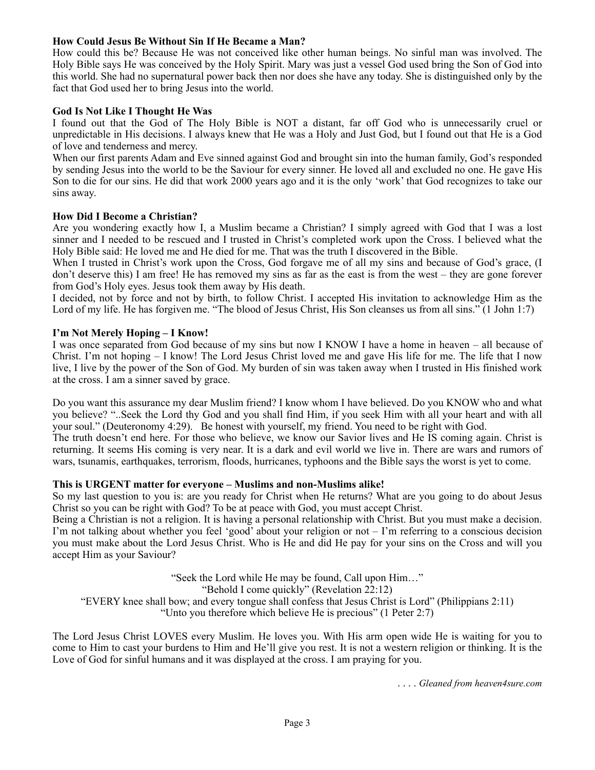**How Could Jesus Be Without Sin If He Became a Man?**

How could this be? Because He was not conceived like other human beings. No sinful man was involved. The Holy Bible says He was conceived by the Holy Spirit. Mary was just a vessel God used bring the Son of God into this world. She had no supernatural power back then nor does she have any today. She is distinguished only by the fact that God used her to bring Jesus into the world.

**God Is Not Like I Thought He Was**

I found out that the God of The Holy Bible is NOT a distant, far off God who is unnecessarily cruel or unpredictable in His decisions. I always knew that He was a Holy and Just God, but I found out that He is a God of love and tenderness and mercy.

When our first parents Adam and Eve sinned against God and brought sin into the human family, God's responded by sending Jesus into the world to be the Saviour for every sinner. He loved all and excluded no one. He gave His Son to die for our sins. He did that work 2000 years ago and it is the only 'work' that God recognizes to take our sins away.

**How Did I Become a Christian?**

Are you wondering exactly how I, a Muslim became a Christian? I simply agreed with God that I was a lost sinner and I needed to be rescued and I trusted in Christ's completed work upon the Cross. I believed what the Holy Bible said: He loved me and He died for me. That was the truth I discovered in the Bible.

When I trusted in Christ's work upon the Cross, God forgave me of all my sins and because of God's grace, (I don't deserve this) I am free! He has removed my sins as far as the east is from the west – they are gone forever from God's Holy eyes. Jesus took them away by His death.

I decided, not by force and not by birth, to follow Christ. I accepted His invitation to acknowledge Him as the Lord of my life. He has forgiven me. "The blood of Jesus Christ, His Son cleanses us from all sins." (1 John 1:7)

**I'm Not Merely Hoping – I Know!**

I was once separated from God because of my sins but now I KNOW I have a home in heaven – all because of Christ. I'm not hoping – I know! The Lord Jesus Christ loved me and gave His life for me. The life that I now live, I live by the power of the Son of God. My burden of sin was taken away when I trusted in His finished work at the cross. I am a sinner saved by grace.

Do you want this assurance my dear Muslim friend? I know whom I have believed. Do you KNOW who and what you believe? "..Seek the Lord thy God and you shall find Him, if you seek Him with all your heart and with all your soul." (Deuteronomy 4:29). Be honest with yourself, my friend. You need to be right with God.

The truth doesn't end here. For those who believe, we know our Savior lives and He IS coming again. Christ is returning. It seems His coming is very near. It is a dark and evil world we live in. There are wars and rumors of wars, tsunamis, earthquakes, terrorism, floods, hurricanes, typhoons and the Bible says the worst is yet to come.

**This is URGENT matter for everyone – Muslims and non-Muslims alike!**

So my last question to you is: are you ready for Christ when He returns? What are you going to do about Jesus Christ so you can be right with God? To be at peace with God, you must accept Christ.

Being a Christian is not a religion. It is having a personal relationship with Christ. But you must make a decision. I'm not talking about whether you feel 'good' about your religion or not – I'm referring to a conscious decision you must make about the Lord Jesus Christ. Who is He and did He pay for your sins on the Cross and will you accept Him as your Saviour?

"Seek the Lord while He may be found, Call upon Him…"
"Behold I come quickly" (Revelation 22:12)
"EVERY knee shall bow; and every tongue shall confess that Jesus Christ is Lord" (Philippians 2:11)
"Unto you therefore which believe He is precious" (1 Peter 2:7)

The Lord Jesus Christ LOVES every Muslim. He loves you. With His arm open wide He is waiting for you to come to Him to cast your burdens to Him and He'll give you rest. It is not a western religion or thinking. It is the Love of God for sinful humans and it was displayed at the cross. I am praying for you.

*. . . . Gleaned from heaven4sure.com*